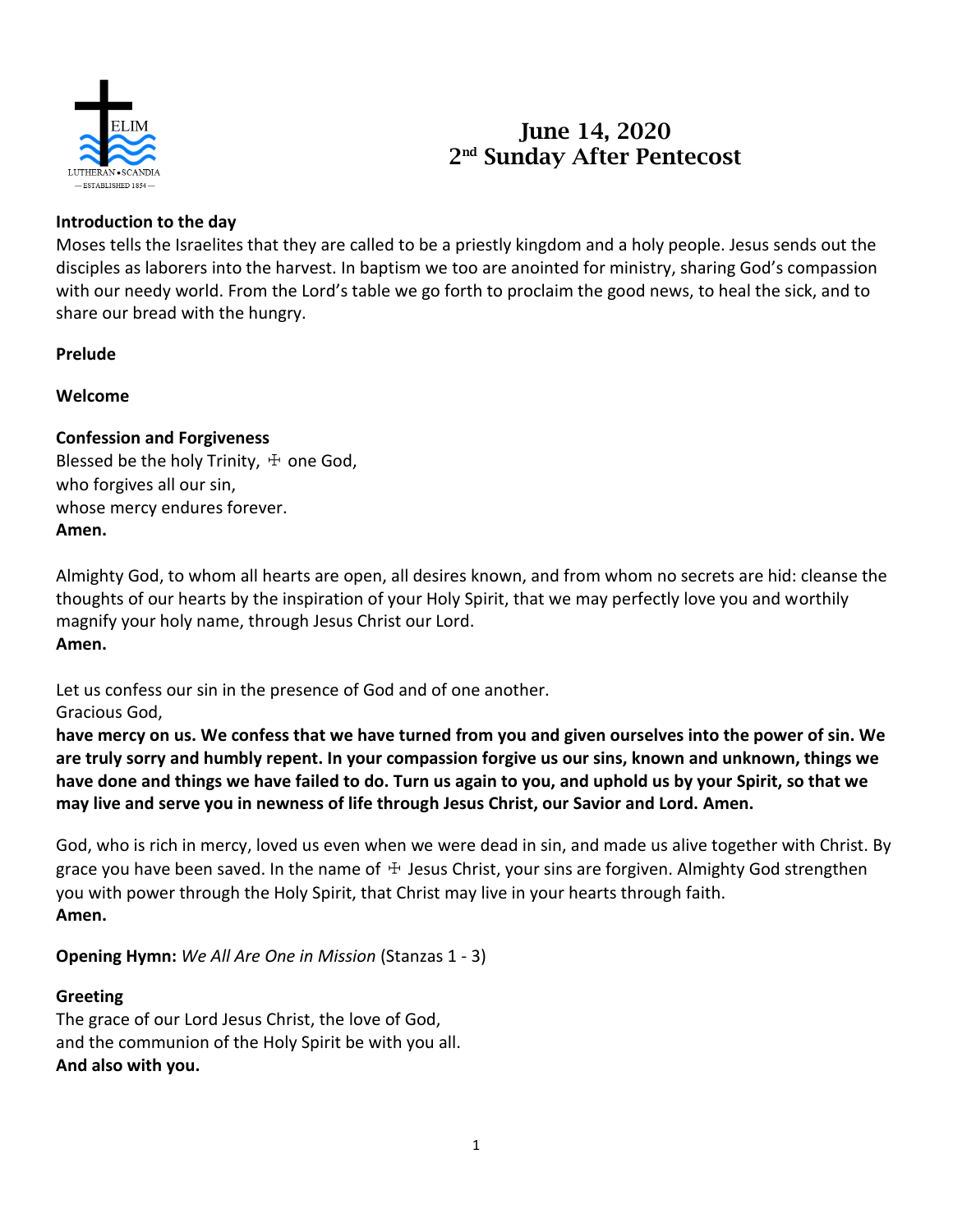ELIM
LUTHERAN • SCANDIA
— ESTABLISHED 1854 —

# June 14, 2020
# 2nd Sunday After Pentecost

**Introduction to the day**
Moses tells the Israelites that they are called to be a priestly kingdom and a holy people. Jesus sends out the disciples as laborers into the harvest. In baptism we too are anointed for ministry, sharing God's compassion with our needy world. From the Lord's table we go forth to proclaim the good news, to heal the sick, and to share our bread with the hungry.

**Prelude**

**Welcome**

**Confession and Forgiveness**
Blessed be the holy Trinity, ☩ one God,
who forgives all our sin,
whose mercy endures forever.
**Amen.**

Almighty God, to whom all hearts are open, all desires known, and from whom no secrets are hid: cleanse the thoughts of our hearts by the inspiration of your Holy Spirit, that we may perfectly love you and worthily magnify your holy name, through Jesus Christ our Lord.
**Amen.**

Let us confess our sin in the presence of God and of one another.
Gracious God,
**have mercy on us. We confess that we have turned from you and given ourselves into the power of sin. We are truly sorry and humbly repent. In your compassion forgive us our sins, known and unknown, things we have done and things we have failed to do. Turn us again to you, and uphold us by your Spirit, so that we may live and serve you in newness of life through Jesus Christ, our Savior and Lord. Amen.**

God, who is rich in mercy, loved us even when we were dead in sin, and made us alive together with Christ. By grace you have been saved. In the name of ☩ Jesus Christ, your sins are forgiven. Almighty God strengthen you with power through the Holy Spirit, that Christ may live in your hearts through faith.
**Amen.**

**Opening Hymn:** *We All Are One in Mission* (Stanzas 1 - 3)

**Greeting**
The grace of our Lord Jesus Christ, the love of God,
and the communion of the Holy Spirit be with you all.
**And also with you.**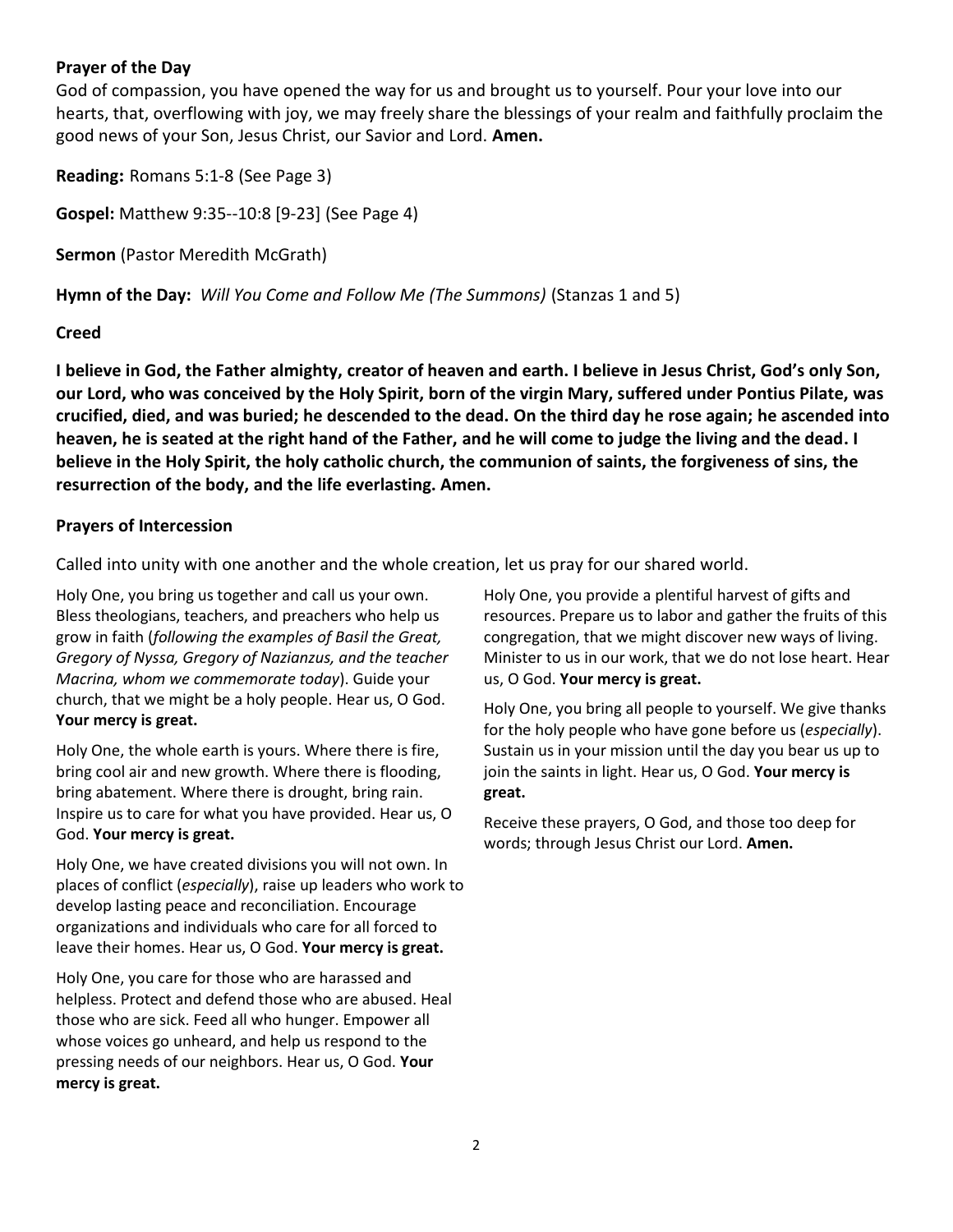**Prayer of the Day**

God of compassion, you have opened the way for us and brought us to yourself. Pour your love into our hearts, that, overflowing with joy, we may freely share the blessings of your realm and faithfully proclaim the good news of your Son, Jesus Christ, our Savior and Lord. **Amen.**

**Reading:** Romans 5:1-8 (See Page 3)

**Gospel:** Matthew 9:35--10:8 [9-23] (See Page 4)

**Sermon** (Pastor Meredith McGrath)

**Hymn of the Day:** *Will You Come and Follow Me (The Summons)* (Stanzas 1 and 5)

**Creed**

**I believe in God, the Father almighty, creator of heaven and earth. I believe in Jesus Christ, God's only Son, our Lord, who was conceived by the Holy Spirit, born of the virgin Mary, suffered under Pontius Pilate, was crucified, died, and was buried; he descended to the dead. On the third day he rose again; he ascended into heaven, he is seated at the right hand of the Father, and he will come to judge the living and the dead. I believe in the Holy Spirit, the holy catholic church, the communion of saints, the forgiveness of sins, the resurrection of the body, and the life everlasting. Amen.**

**Prayers of Intercession**

Called into unity with one another and the whole creation, let us pray for our shared world.

Holy One, you bring us together and call us your own. Bless theologians, teachers, and preachers who help us grow in faith (*following the examples of Basil the Great, Gregory of Nyssa, Gregory of Nazianzus, and the teacher Macrina, whom we commemorate today*). Guide your church, that we might be a holy people. Hear us, O God. **Your mercy is great.**

Holy One, the whole earth is yours. Where there is fire, bring cool air and new growth. Where there is flooding, bring abatement. Where there is drought, bring rain. Inspire us to care for what you have provided. Hear us, O God. **Your mercy is great.**

Holy One, we have created divisions you will not own. In places of conflict (*especially*), raise up leaders who work to develop lasting peace and reconciliation. Encourage organizations and individuals who care for all forced to leave their homes. Hear us, O God. **Your mercy is great.**

Holy One, you care for those who are harassed and helpless. Protect and defend those who are abused. Heal those who are sick. Feed all who hunger. Empower all whose voices go unheard, and help us respond to the pressing needs of our neighbors. Hear us, O God. **Your mercy is great.**

Holy One, you provide a plentiful harvest of gifts and resources. Prepare us to labor and gather the fruits of this congregation, that we might discover new ways of living. Minister to us in our work, that we do not lose heart. Hear us, O God. **Your mercy is great.**

Holy One, you bring all people to yourself. We give thanks for the holy people who have gone before us (*especially*). Sustain us in your mission until the day you bear us up to join the saints in light. Hear us, O God. **Your mercy is great.**

Receive these prayers, O God, and those too deep for words; through Jesus Christ our Lord. **Amen.**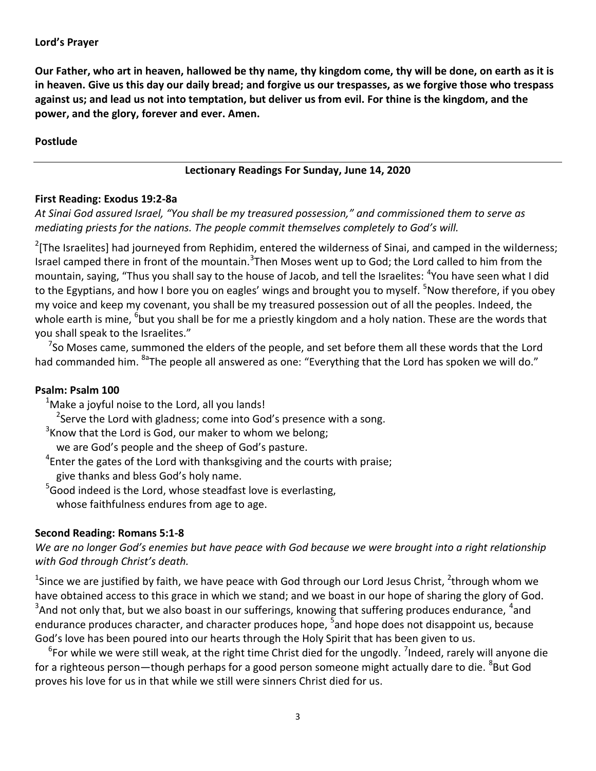**Lord's Prayer**

**Our Father, who art in heaven, hallowed be thy name, thy kingdom come, thy will be done, on earth as it is in heaven. Give us this day our daily bread; and forgive us our trespasses, as we forgive those who trespass against us; and lead us not into temptation, but deliver us from evil. For thine is the kingdom, and the power, and the glory, forever and ever. Amen.**

**Postlude**

---

## Lectionary Readings For Sunday, June 14, 2020

**First Reading: Exodus 19:2-8a**

*At Sinai God assured Israel, "You shall be my treasured possession," and commissioned them to serve as mediating priests for the nations. The people commit themselves completely to God's will.*

[2][The Israelites] had journeyed from Rephidim, entered the wilderness of Sinai, and camped in the wilderness; Israel camped there in front of the mountain.[3]Then Moses went up to God; the Lord called to him from the mountain, saying, "Thus you shall say to the house of Jacob, and tell the Israelites: [4]You have seen what I did to the Egyptians, and how I bore you on eagles' wings and brought you to myself. [5]Now therefore, if you obey my voice and keep my covenant, you shall be my treasured possession out of all the peoples. Indeed, the whole earth is mine, [6]but you shall be for me a priestly kingdom and a holy nation. These are the words that you shall speak to the Israelites."

[7]So Moses came, summoned the elders of the people, and set before them all these words that the Lord had commanded him. [8a]The people all answered as one: "Everything that the Lord has spoken we will do."

**Psalm: Psalm 100**

[1]Make a joyful noise to the Lord, all you lands!
[2]Serve the Lord with gladness; come into God's presence with a song.
[3]Know that the Lord is God, our maker to whom we belong;
we are God's people and the sheep of God's pasture.
[4]Enter the gates of the Lord with thanksgiving and the courts with praise;
give thanks and bless God's holy name.
[5]Good indeed is the Lord, whose steadfast love is everlasting,
whose faithfulness endures from age to age.

**Second Reading: Romans 5:1-8**

*We are no longer God's enemies but have peace with God because we were brought into a right relationship with God through Christ's death.*

[1]Since we are justified by faith, we have peace with God through our Lord Jesus Christ, [2]through whom we have obtained access to this grace in which we stand; and we boast in our hope of sharing the glory of God. [3]And not only that, but we also boast in our sufferings, knowing that suffering produces endurance, [4]and endurance produces character, and character produces hope, [5]and hope does not disappoint us, because God's love has been poured into our hearts through the Holy Spirit that has been given to us.

[6]For while we were still weak, at the right time Christ died for the ungodly. [7]Indeed, rarely will anyone die for a righteous person—though perhaps for a good person someone might actually dare to die. [8]But God proves his love for us in that while we still were sinners Christ died for us.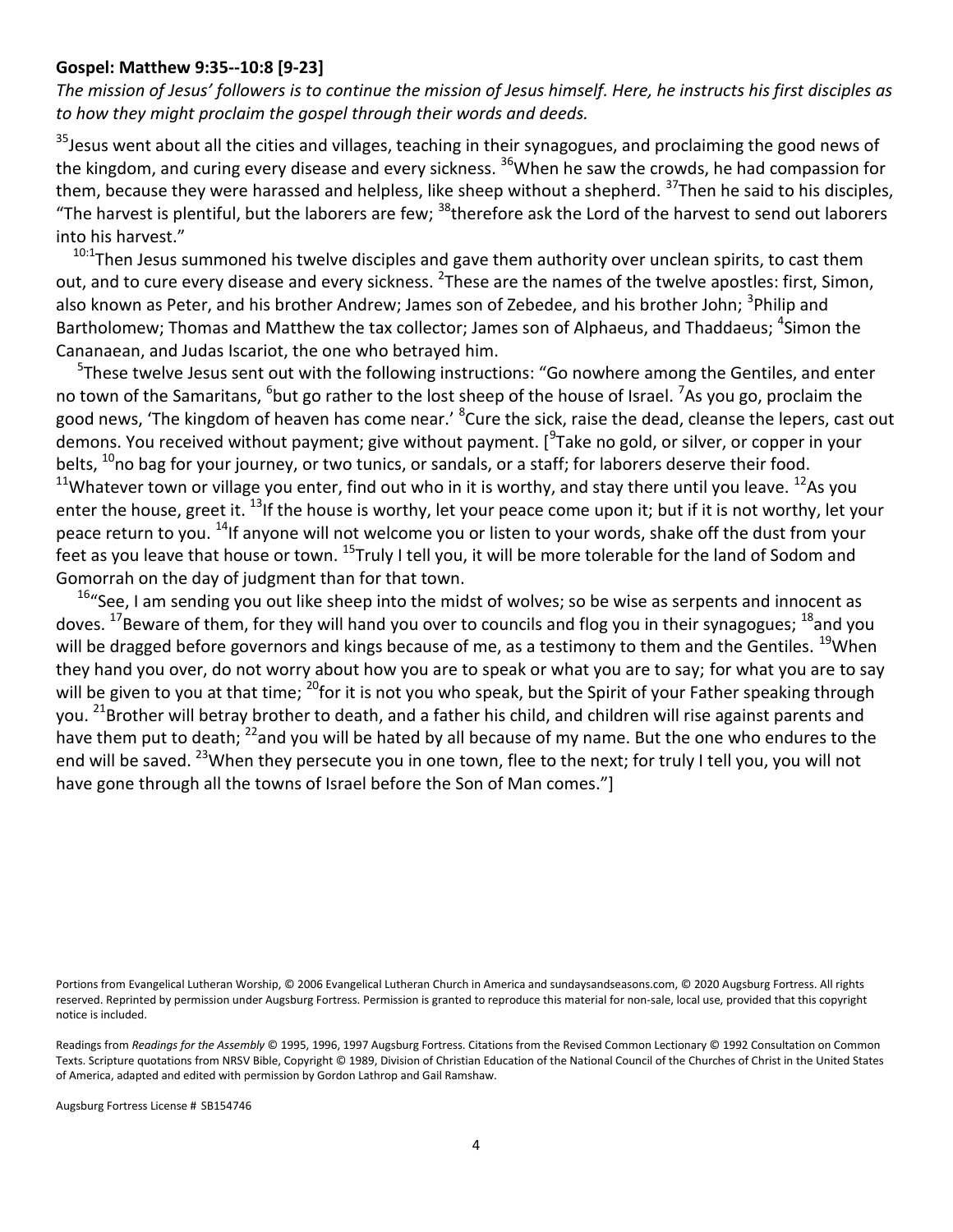**Gospel: Matthew 9:35--10:8 [9-23]**

*The mission of Jesus' followers is to continue the mission of Jesus himself. Here, he instructs his first disciples as to how they might proclaim the gospel through their words and deeds.*

[35]Jesus went about all the cities and villages, teaching in their synagogues, and proclaiming the good news of the kingdom, and curing every disease and every sickness. [36]When he saw the crowds, he had compassion for them, because they were harassed and helpless, like sheep without a shepherd. [37]Then he said to his disciples, "The harvest is plentiful, but the laborers are few; [38]therefore ask the Lord of the harvest to send out laborers into his harvest."

[10:1]Then Jesus summoned his twelve disciples and gave them authority over unclean spirits, to cast them out, and to cure every disease and every sickness. [2]These are the names of the twelve apostles: first, Simon, also known as Peter, and his brother Andrew; James son of Zebedee, and his brother John; [3]Philip and Bartholomew; Thomas and Matthew the tax collector; James son of Alphaeus, and Thaddaeus; [4]Simon the Cananaean, and Judas Iscariot, the one who betrayed him.

[5]These twelve Jesus sent out with the following instructions: "Go nowhere among the Gentiles, and enter no town of the Samaritans, [6]but go rather to the lost sheep of the house of Israel. [7]As you go, proclaim the good news, 'The kingdom of heaven has come near.' [8]Cure the sick, raise the dead, cleanse the lepers, cast out demons. You received without payment; give without payment. [[9]Take no gold, or silver, or copper in your belts, [10]no bag for your journey, or two tunics, or sandals, or a staff; for laborers deserve their food. [11]Whatever town or village you enter, find out who in it is worthy, and stay there until you leave. [12]As you enter the house, greet it. [13]If the house is worthy, let your peace come upon it; but if it is not worthy, let your peace return to you. [14]If anyone will not welcome you or listen to your words, shake off the dust from your feet as you leave that house or town. [15]Truly I tell you, it will be more tolerable for the land of Sodom and Gomorrah on the day of judgment than for that town.

[16]"See, I am sending you out like sheep into the midst of wolves; so be wise as serpents and innocent as doves. [17]Beware of them, for they will hand you over to councils and flog you in their synagogues; [18]and you will be dragged before governors and kings because of me, as a testimony to them and the Gentiles. [19]When they hand you over, do not worry about how you are to speak or what you are to say; for what you are to say will be given to you at that time; [20]for it is not you who speak, but the Spirit of your Father speaking through you. [21]Brother will betray brother to death, and a father his child, and children will rise against parents and have them put to death; [22]and you will be hated by all because of my name. But the one who endures to the end will be saved. [23]When they persecute you in one town, flee to the next; for truly I tell you, you will not have gone through all the towns of Israel before the Son of Man comes."]

Portions from Evangelical Lutheran Worship, © 2006 Evangelical Lutheran Church in America and sundaysandseasons.com, © 2020 Augsburg Fortress. All rights reserved. Reprinted by permission under Augsburg Fortress. Permission is granted to reproduce this material for non-sale, local use, provided that this copyright notice is included.

Readings from *Readings for the Assembly* © 1995, 1996, 1997 Augsburg Fortress. Citations from the Revised Common Lectionary © 1992 Consultation on Common Texts. Scripture quotations from NRSV Bible, Copyright © 1989, Division of Christian Education of the National Council of the Churches of Christ in the United States of America, adapted and edited with permission by Gordon Lathrop and Gail Ramshaw.

Augsburg Fortress License # SB154746